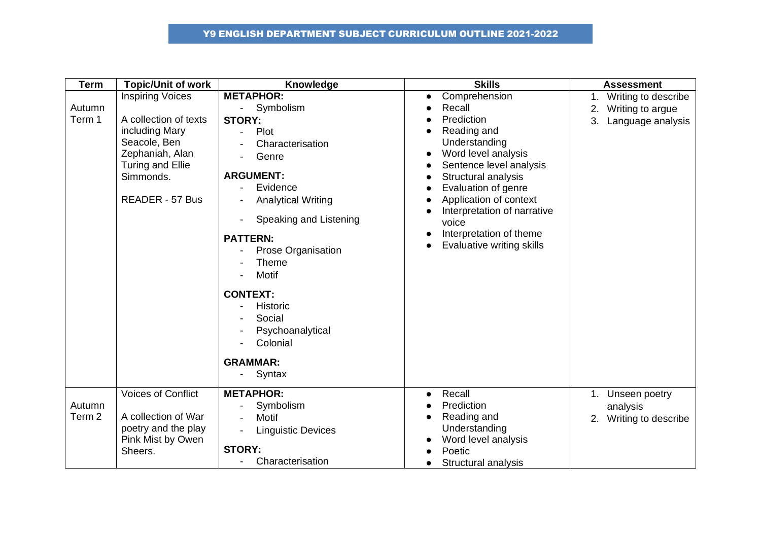# Y9 ENGLISH DEPARTMENT SUBJECT CURRICULUM OUTLINE 2021-2022

| Term | Topic/Unit of work | Knowledge | Skills | Assessment |
|---|---|---|---|---|
| Autumn Term 1 | Inspiring Voices<br><br>A collection of texts including Mary Seacole, Ben Zephaniah, Alan Turing and Ellie Simmonds.<br><br>READER - 57 Bus | **METAPHOR:**<br>- Symbolism<br>**STORY:**<br>- Plot<br>- Characterisation<br>- Genre<br>**ARGUMENT:**<br>- Evidence<br>- Analytical Writing<br>- Speaking and Listening<br>**PATTERN:**<br>- Prose Organisation<br>- Theme<br>- Motif<br>**CONTEXT:**<br>- Historic<br>- Social<br>- Psychoanalytical<br>- Colonial<br>**GRAMMAR:**<br>- Syntax | • Comprehension<br>• Recall<br>• Prediction<br>• Reading and Understanding<br>• Word level analysis<br>• Sentence level analysis<br>• Structural analysis<br>• Evaluation of genre<br>• Application of context<br>• Interpretation of narrative voice<br>• Interpretation of theme<br>• Evaluative writing skills | 1. Writing to describe<br>2. Writing to argue<br>3. Language analysis |
| Autumn Term 2 | Voices of Conflict<br><br>A collection of War poetry and the play Pink Mist by Owen Sheers. | **METAPHOR:**<br>- Symbolism<br>- Motif<br>- Linguistic Devices<br>**STORY:**<br>- Characterisation | • Recall<br>• Prediction<br>• Reading and Understanding<br>• Word level analysis<br>• Poetic<br>• Structural analysis | 1. Unseen poetry analysis<br>2. Writing to describe |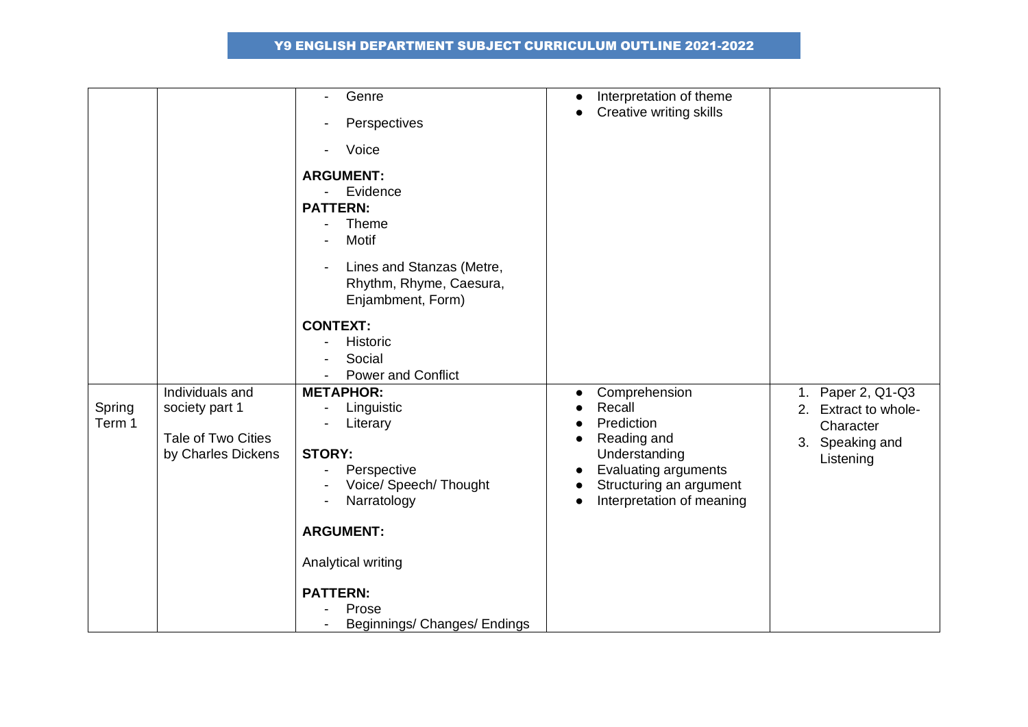# Y9 ENGLISH DEPARTMENT SUBJECT CURRICULUM OUTLINE 2021-2022

| | | | | |
|---|---|---|---|---|
| | | - Genre<br>- Perspectives<br>- Voice<br>**ARGUMENT:**<br>- Evidence<br>**PATTERN:**<br>- Theme<br>- Motif<br>- Lines and Stanzas (Metre, Rhythm, Rhyme, Caesura, Enjambment, Form)<br>**CONTEXT:**<br>- Historic<br>- Social<br>- Power and Conflict | ● Interpretation of theme<br>● Creative writing skills | |
| Spring Term 1 | Individuals and society part 1<br><br>Tale of Two Cities by Charles Dickens | **METAPHOR:**<br>- Linguistic<br>- Literary<br>**STORY:**<br>- Perspective<br>- Voice/ Speech/ Thought<br>- Narratology<br>**ARGUMENT:**<br>Analytical writing<br>**PATTERN:**<br>- Prose<br>- Beginnings/ Changes/ Endings | ● Comprehension<br>● Recall<br>● Prediction<br>● Reading and Understanding<br>● Evaluating arguments<br>● Structuring an argument<br>● Interpretation of meaning | 1. Paper 2, Q1-Q3<br>2. Extract to whole- Character<br>3. Speaking and Listening |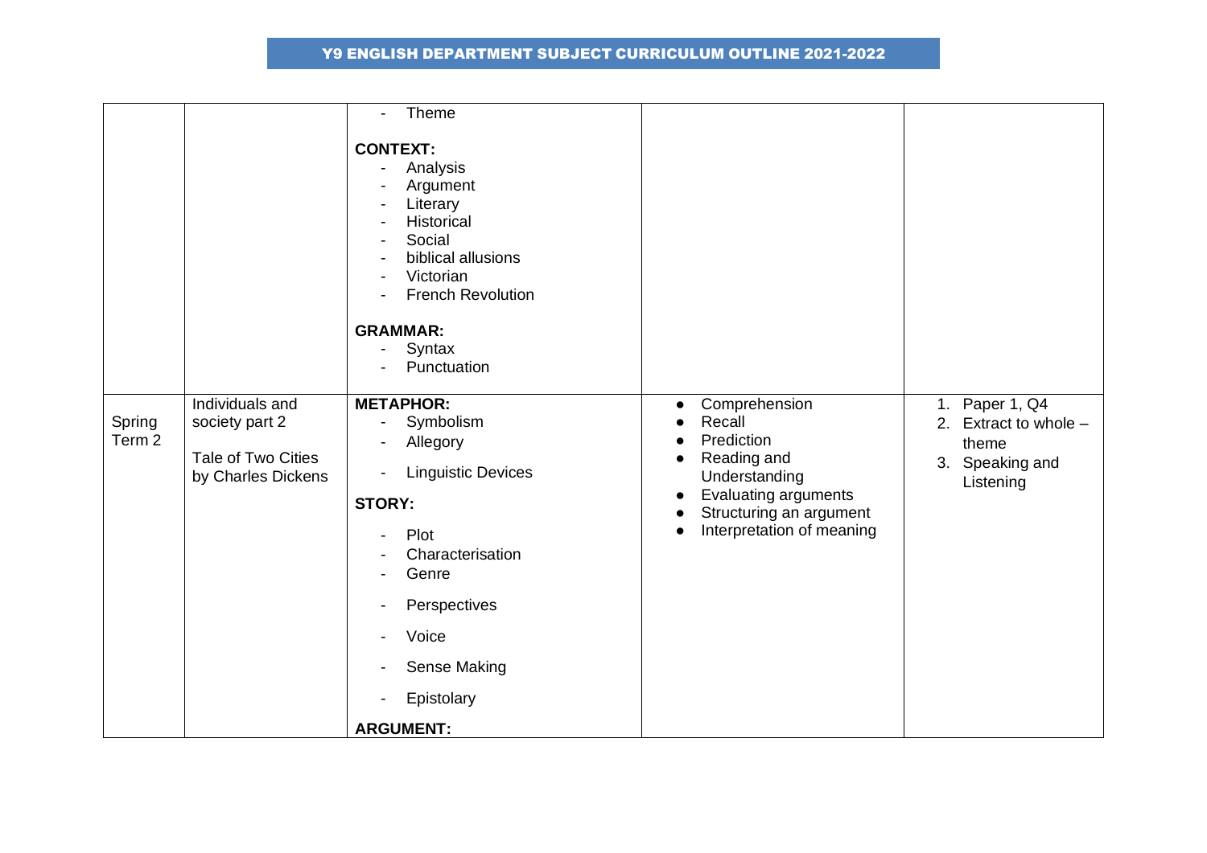# Y9 ENGLISH DEPARTMENT SUBJECT CURRICULUM OUTLINE 2021-2022

| | | | | |
|---|---|---|---|---|
| | | - Theme<br><br>**CONTEXT:**<br>- Analysis<br>- Argument<br>- Literary<br>- Historical<br>- Social<br>- biblical allusions<br>- Victorian<br>- French Revolution<br><br>**GRAMMAR:**<br>- Syntax<br>- Punctuation | | |
| Spring Term 2 | Individuals and society part 2<br><br>Tale of Two Cities by Charles Dickens | **METAPHOR:**<br>- Symbolism<br>- Allegory<br>- Linguistic Devices<br><br>**STORY:**<br>- Plot<br>- Characterisation<br>- Genre<br>- Perspectives<br>- Voice<br>- Sense Making<br>- Epistolary<br><br>**ARGUMENT:** | • Comprehension<br>• Recall<br>• Prediction<br>• Reading and Understanding<br>• Evaluating arguments<br>• Structuring an argument<br>• Interpretation of meaning | 1. Paper 1, Q4<br>2. Extract to whole – theme<br>3. Speaking and Listening |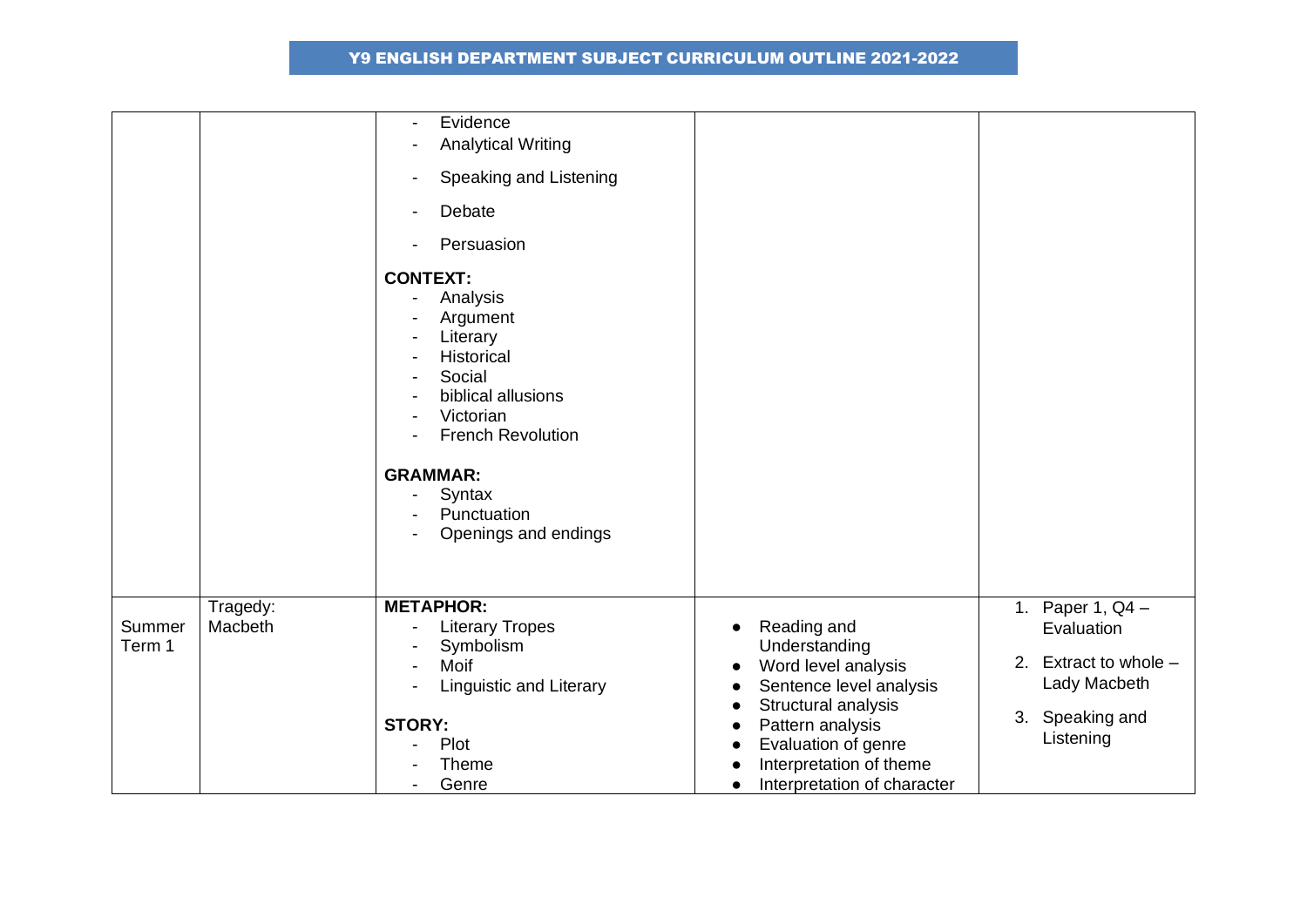## Y9 ENGLISH DEPARTMENT SUBJECT CURRICULUM OUTLINE 2021-2022

| | | | | |
|---|---|---|---|---|
| | | - Evidence<br>- Analytical Writing<br>- Speaking and Listening<br>- Debate<br>- Persuasion<br>**CONTEXT:**<br>- Analysis<br>- Argument<br>- Literary<br>- Historical<br>- Social<br>- biblical allusions<br>- Victorian<br>- French Revolution<br>**GRAMMAR:**<br>- Syntax<br>- Punctuation<br>- Openings and endings | | |
| Summer Term 1 | Tragedy: Macbeth | **METAPHOR:**<br>- Literary Tropes<br>- Symbolism<br>- Moif<br>- Linguistic and Literary<br>**STORY:**<br>- Plot<br>- Theme<br>- Genre | • Reading and Understanding<br>• Word level analysis<br>• Sentence level analysis<br>• Structural analysis<br>• Pattern analysis<br>• Evaluation of genre<br>• Interpretation of theme<br>• Interpretation of character | 1. Paper 1, Q4 – Evaluation<br>2. Extract to whole – Lady Macbeth<br>3. Speaking and Listening |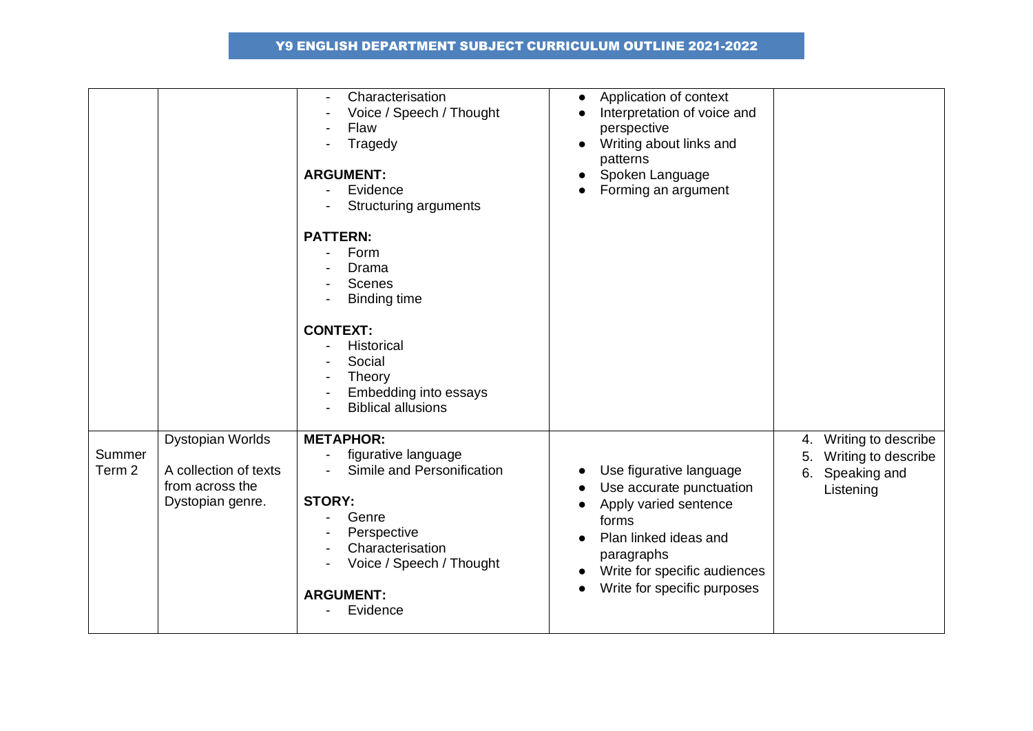# Y9 ENGLISH DEPARTMENT SUBJECT CURRICULUM OUTLINE 2021-2022

| | | | | |
|---|---|---|---|---|
| | | - Characterisation<br>- Voice / Speech / Thought<br>- Flaw<br>- Tragedy<br><br>**ARGUMENT:**<br>- Evidence<br>- Structuring arguments<br><br>**PATTERN:**<br>- Form<br>- Drama<br>- Scenes<br>- Binding time<br><br>**CONTEXT:**<br>- Historical<br>- Social<br>- Theory<br>- Embedding into essays<br>- Biblical allusions | ● Application of context<br>● Interpretation of voice and perspective<br>● Writing about links and patterns<br>● Spoken Language<br>● Forming an argument | |
| Summer Term 2 | Dystopian Worlds<br><br>A collection of texts from across the Dystopian genre. | **METAPHOR:**<br>- figurative language<br>- Simile and Personification<br><br>**STORY:**<br>- Genre<br>- Perspective<br>- Characterisation<br>- Voice / Speech / Thought<br><br>**ARGUMENT:**<br>- Evidence | ● Use figurative language<br>● Use accurate punctuation<br>● Apply varied sentence forms<br>● Plan linked ideas and paragraphs<br>● Write for specific audiences<br>● Write for specific purposes | 4. Writing to describe<br>5. Writing to describe<br>6. Speaking and Listening |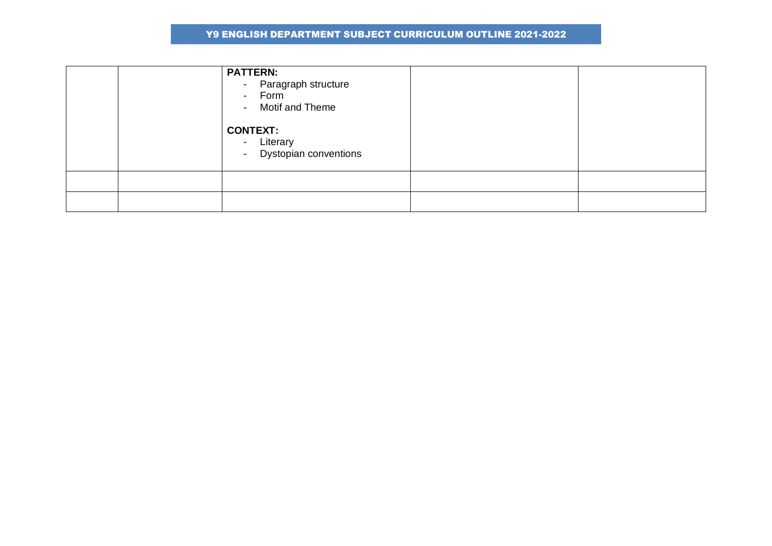| | | | | |
|---|---|---|---|---|
| | | **PATTERN:**<br>- Paragraph structure<br>- Form<br>- Motif and Theme<br><br>**CONTEXT:**<br>- Literary<br>- Dystopian conventions | | |
| | | | | |
| | | | | |